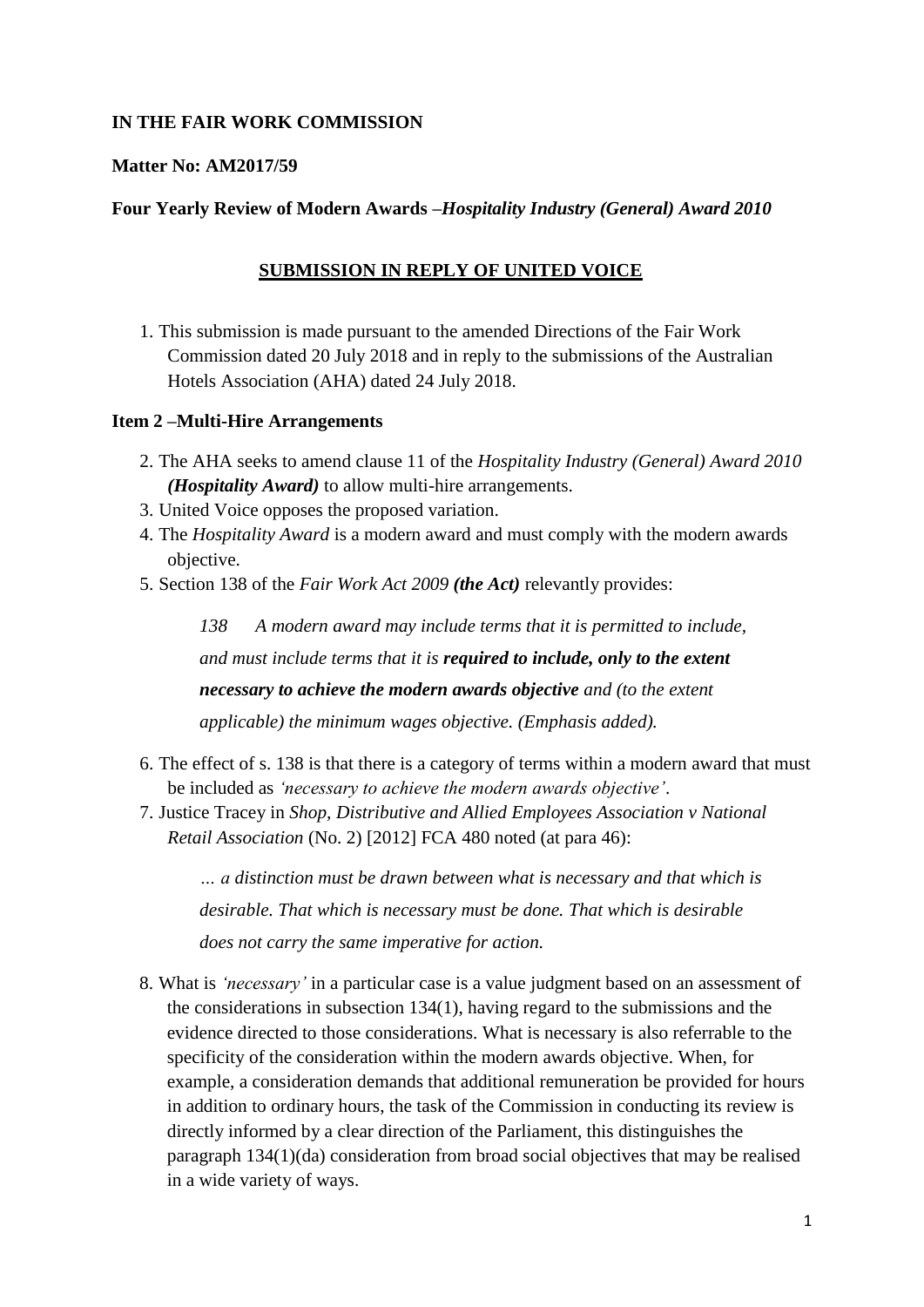**IN THE FAIR WORK COMMISSION**

**Matter No: AM2017/59**

**Four Yearly Review of Modern Awards –*Hospitality Industry (General) Award 2010***

**SUBMISSION IN REPLY OF UNITED VOICE**

1. This submission is made pursuant to the amended Directions of the Fair Work Commission dated 20 July 2018 and in reply to the submissions of the Australian Hotels Association (AHA) dated 24 July 2018.

**Item 2 –Multi-Hire Arrangements**

2. The AHA seeks to amend clause 11 of the *Hospitality Industry (General) Award 2010 **(Hospitality Award)*** to allow multi-hire arrangements.
3. United Voice opposes the proposed variation.
4. The *Hospitality Award* is a modern award and must comply with the modern awards objective.
5. Section 138 of the *Fair Work Act 2009 **(the Act)*** relevantly provides:

   > *138 A modern award may include terms that it is permitted to include, and must include terms that it is **required to include, only to the extent necessary to achieve the modern awards objective** and (to the extent applicable) the minimum wages objective. (Emphasis added).*

6. The effect of s. 138 is that there is a category of terms within a modern award that must be included as *'necessary to achieve the modern awards objective'*.
7. Justice Tracey in *Shop, Distributive and Allied Employees Association v National Retail Association* (No. 2) [2012] FCA 480 noted (at para 46):

   > *… a distinction must be drawn between what is necessary and that which is desirable. That which is necessary must be done. That which is desirable does not carry the same imperative for action.*

8. What is *'necessary'* in a particular case is a value judgment based on an assessment of the considerations in subsection 134(1), having regard to the submissions and the evidence directed to those considerations. What is necessary is also referrable to the specificity of the consideration within the modern awards objective. When, for example, a consideration demands that additional remuneration be provided for hours in addition to ordinary hours, the task of the Commission in conducting its review is directly informed by a clear direction of the Parliament, this distinguishes the paragraph 134(1)(da) consideration from broad social objectives that may be realised in a wide variety of ways.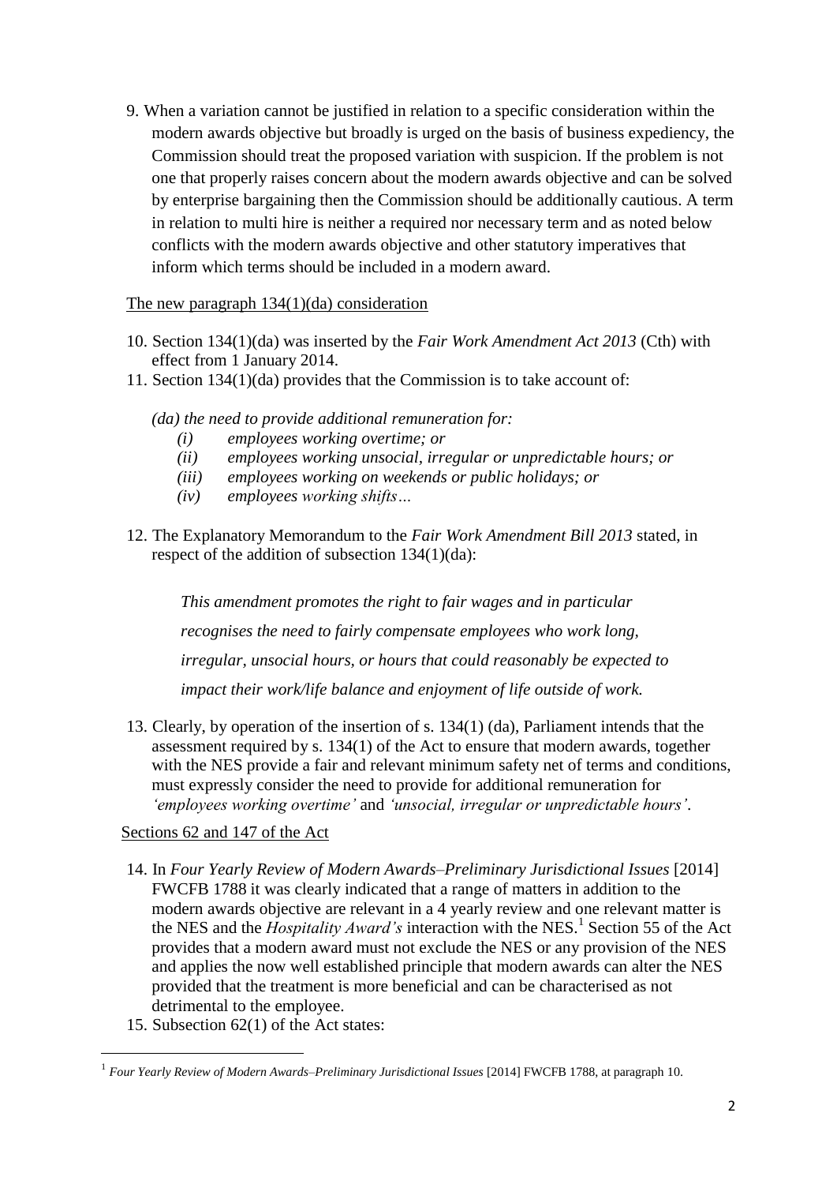9. When a variation cannot be justified in relation to a specific consideration within the modern awards objective but broadly is urged on the basis of business expediency, the Commission should treat the proposed variation with suspicion. If the problem is not one that properly raises concern about the modern awards objective and can be solved by enterprise bargaining then the Commission should be additionally cautious. A term in relation to multi hire is neither a required nor necessary term and as noted below conflicts with the modern awards objective and other statutory imperatives that inform which terms should be included in a modern award.

The new paragraph 134(1)(da) consideration

10. Section 134(1)(da) was inserted by the *Fair Work Amendment Act 2013* (Cth) with effect from 1 January 2014.
11. Section 134(1)(da) provides that the Commission is to take account of:

    *(da) the need to provide additional remuneration for:*

    *(i) employees working overtime; or*
    *(ii) employees working unsocial, irregular or unpredictable hours; or*
    *(iii) employees working on weekends or public holidays; or*
    *(iv) employees working shifts…*

12. The Explanatory Memorandum to the *Fair Work Amendment Bill 2013* stated, in respect of the addition of subsection 134(1)(da):

    *This amendment promotes the right to fair wages and in particular recognises the need to fairly compensate employees who work long, irregular, unsocial hours, or hours that could reasonably be expected to impact their work/life balance and enjoyment of life outside of work.*

13. Clearly, by operation of the insertion of s. 134(1) (da), Parliament intends that the assessment required by s. 134(1) of the Act to ensure that modern awards, together with the NES provide a fair and relevant minimum safety net of terms and conditions, must expressly consider the need to provide for additional remuneration for *'employees working overtime'* and *'unsocial, irregular or unpredictable hours'*.

Sections 62 and 147 of the Act

14. In *Four Yearly Review of Modern Awards–Preliminary Jurisdictional Issues* [2014] FWCFB 1788 it was clearly indicated that a range of matters in addition to the modern awards objective are relevant in a 4 yearly review and one relevant matter is the NES and the *Hospitality Award's* interaction with the NES.[1] Section 55 of the Act provides that a modern award must not exclude the NES or any provision of the NES and applies the now well established principle that modern awards can alter the NES provided that the treatment is more beneficial and can be characterised as not detrimental to the employee.
15. Subsection 62(1) of the Act states:

[1] *Four Yearly Review of Modern Awards–Preliminary Jurisdictional Issues* [2014] FWCFB 1788, at paragraph 10.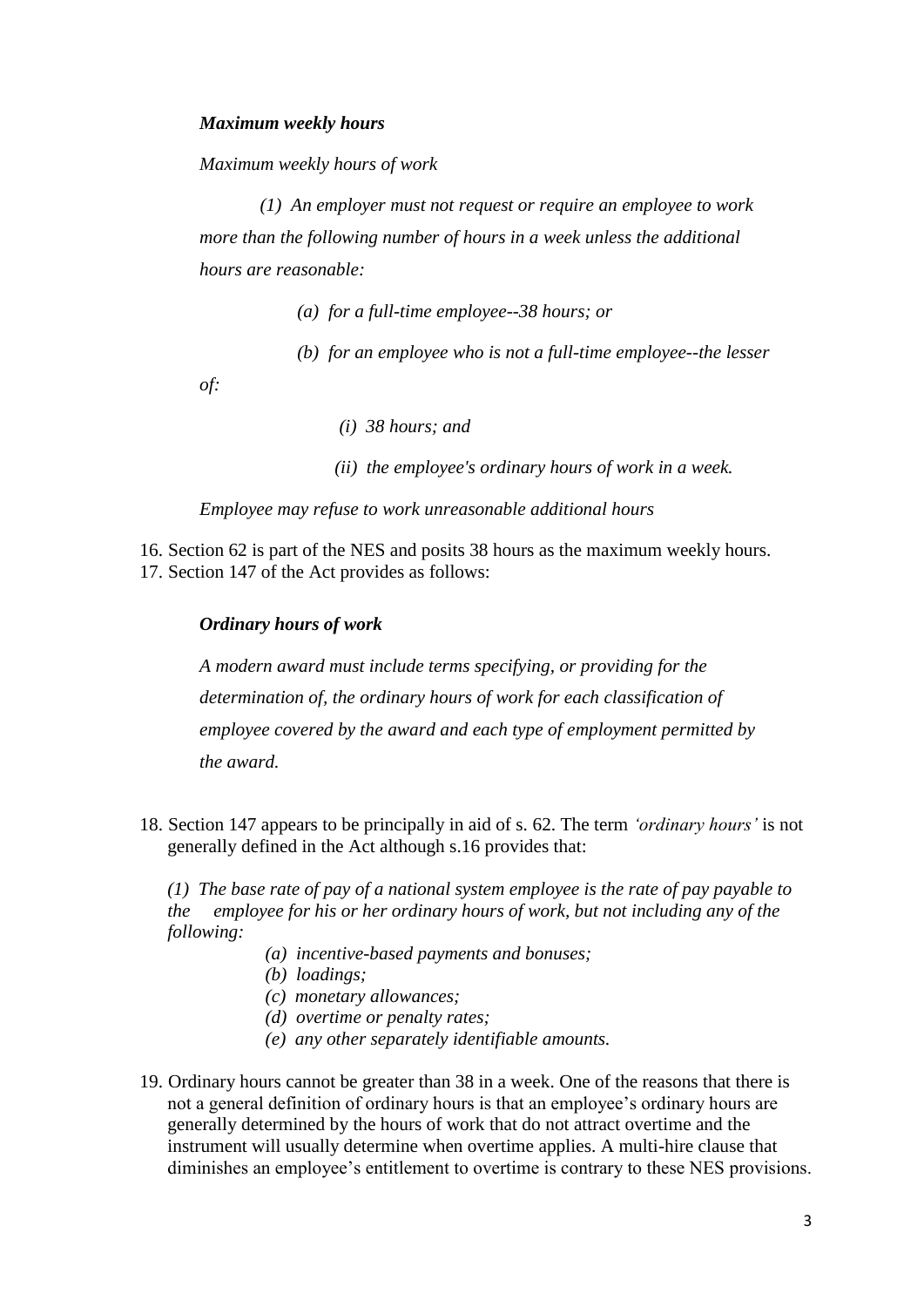***Maximum weekly hours***

*Maximum weekly hours of work*

*(1) An employer must not request or require an employee to work more than the following number of hours in a week unless the additional hours are reasonable:*

*(a) for a full-time employee--38 hours; or*

*(b) for an employee who is not a full-time employee--the lesser of:*

*(i) 38 hours; and*

*(ii) the employee's ordinary hours of work in a week.*

*Employee may refuse to work unreasonable additional hours*

16. Section 62 is part of the NES and posits 38 hours as the maximum weekly hours.
17. Section 147 of the Act provides as follows:

***Ordinary hours of work***

*A modern award must include terms specifying, or providing for the determination of, the ordinary hours of work for each classification of employee covered by the award and each type of employment permitted by the award.*

18. Section 147 appears to be principally in aid of s. 62. The term *'ordinary hours'* is not generally defined in the Act although s.16 provides that:

*(1) The base rate of pay of a national system employee is the rate of pay payable to the employee for his or her ordinary hours of work, but not including any of the following:*

*(a) incentive-based payments and bonuses;*
*(b) loadings;*
*(c) monetary allowances;*
*(d) overtime or penalty rates;*
*(e) any other separately identifiable amounts.*

19. Ordinary hours cannot be greater than 38 in a week. One of the reasons that there is not a general definition of ordinary hours is that an employee's ordinary hours are generally determined by the hours of work that do not attract overtime and the instrument will usually determine when overtime applies. A multi-hire clause that diminishes an employee's entitlement to overtime is contrary to these NES provisions.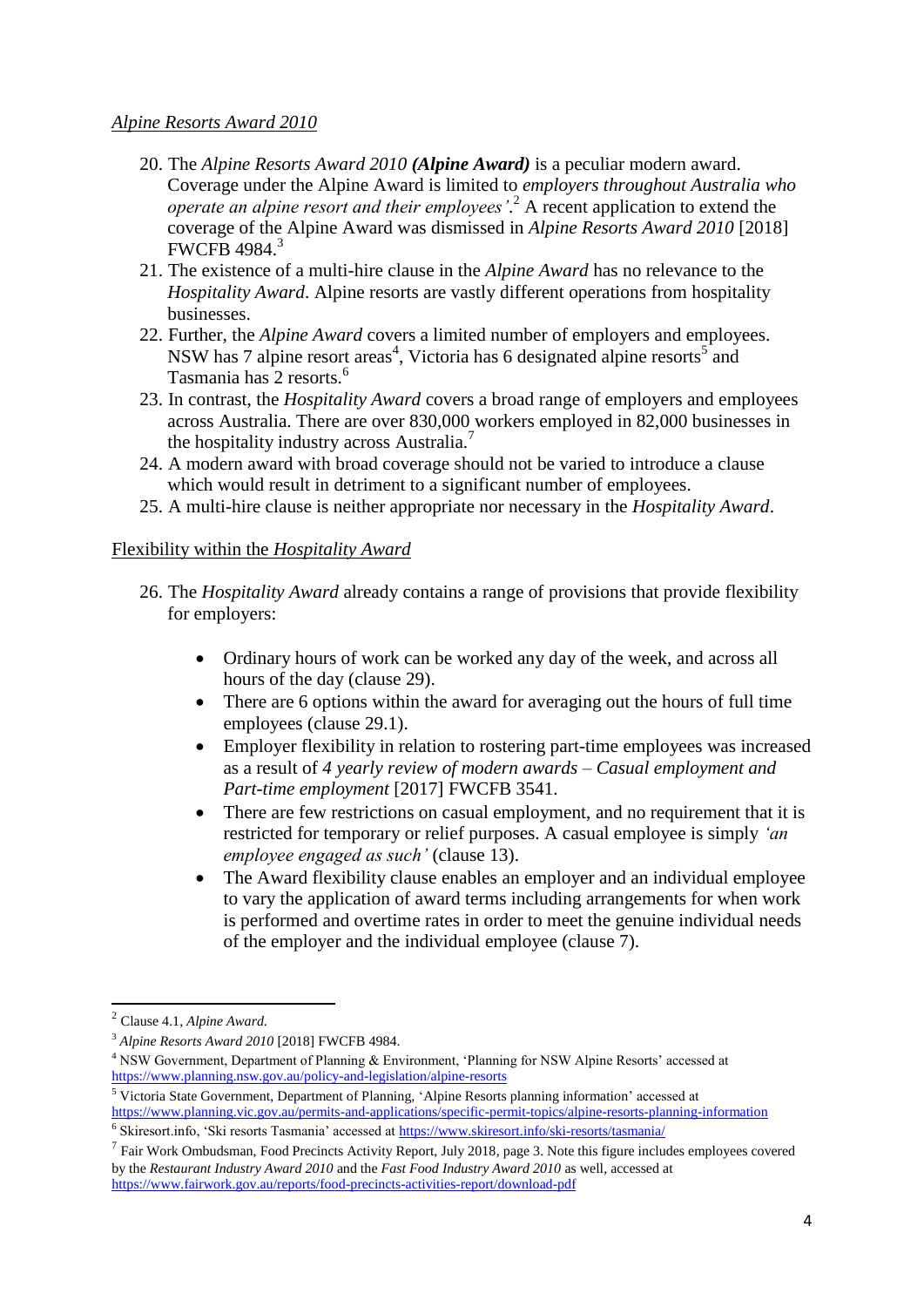*Alpine Resorts Award 2010*

20. The *Alpine Resorts Award 2010* ***(Alpine Award)*** is a peculiar modern award. Coverage under the Alpine Award is limited to *employers throughout Australia who operate an alpine resort and their employees'*.[2] A recent application to extend the coverage of the Alpine Award was dismissed in *Alpine Resorts Award 2010* [2018] FWCFB 4984.[3]
21. The existence of a multi-hire clause in the *Alpine Award* has no relevance to the *Hospitality Award*. Alpine resorts are vastly different operations from hospitality businesses.
22. Further, the *Alpine Award* covers a limited number of employers and employees. NSW has 7 alpine resort areas[4], Victoria has 6 designated alpine resorts[5] and Tasmania has 2 resorts.[6]
23. In contrast, the *Hospitality Award* covers a broad range of employers and employees across Australia. There are over 830,000 workers employed in 82,000 businesses in the hospitality industry across Australia.[7]
24. A modern award with broad coverage should not be varied to introduce a clause which would result in detriment to a significant number of employees.
25. A multi-hire clause is neither appropriate nor necessary in the *Hospitality Award*.

Flexibility within the *Hospitality Award*

26. The *Hospitality Award* already contains a range of provisions that provide flexibility for employers:

    - Ordinary hours of work can be worked any day of the week, and across all hours of the day (clause 29).
    - There are 6 options within the award for averaging out the hours of full time employees (clause 29.1).
    - Employer flexibility in relation to rostering part-time employees was increased as a result of *4 yearly review of modern awards – Casual employment and Part-time employment* [2017] FWCFB 3541.
    - There are few restrictions on casual employment, and no requirement that it is restricted for temporary or relief purposes. A casual employee is simply *'an employee engaged as such'* (clause 13).
    - The Award flexibility clause enables an employer and an individual employee to vary the application of award terms including arrangements for when work is performed and overtime rates in order to meet the genuine individual needs of the employer and the individual employee (clause 7).

---

[2] Clause 4.1, *Alpine Award.*

[3] *Alpine Resorts Award 2010* [2018] FWCFB 4984.

[4] NSW Government, Department of Planning & Environment, 'Planning for NSW Alpine Resorts' accessed at https://www.planning.nsw.gov.au/policy-and-legislation/alpine-resorts

[5] Victoria State Government, Department of Planning, 'Alpine Resorts planning information' accessed at https://www.planning.vic.gov.au/permits-and-applications/specific-permit-topics/alpine-resorts-planning-information

[6] Skiresort.info, 'Ski resorts Tasmania' accessed at https://www.skiresort.info/ski-resorts/tasmania/

[7] Fair Work Ombudsman, Food Precincts Activity Report, July 2018, page 3. Note this figure includes employees covered by the *Restaurant Industry Award 2010* and the *Fast Food Industry Award 2010* as well, accessed at https://www.fairwork.gov.au/reports/food-precincts-activities-report/download-pdf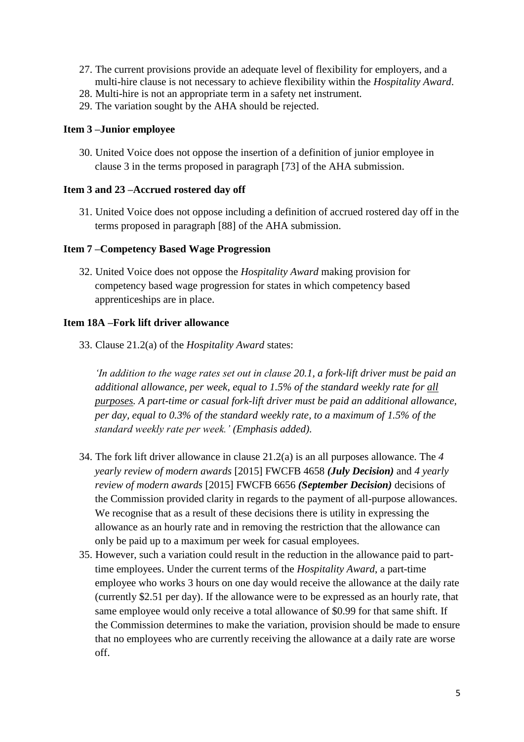27. The current provisions provide an adequate level of flexibility for employers, and a multi-hire clause is not necessary to achieve flexibility within the *Hospitality Award*.
28. Multi-hire is not an appropriate term in a safety net instrument.
29. The variation sought by the AHA should be rejected.

**Item 3 –Junior employee**

30. United Voice does not oppose the insertion of a definition of junior employee in clause 3 in the terms proposed in paragraph [73] of the AHA submission.

**Item 3 and 23 –Accrued rostered day off**

31. United Voice does not oppose including a definition of accrued rostered day off in the terms proposed in paragraph [88] of the AHA submission.

**Item 7 –Competency Based Wage Progression**

32. United Voice does not oppose the *Hospitality Award* making provision for competency based wage progression for states in which competency based apprenticeships are in place.

**Item 18A –Fork lift driver allowance**

33. Clause 21.2(a) of the *Hospitality Award* states:

    *'In addition to the wage rates set out in clause 20.1, a fork-lift driver must be paid an additional allowance, per week, equal to 1.5% of the standard weekly rate for <u>all purposes</u>. A part-time or casual fork-lift driver must be paid an additional allowance, per day, equal to 0.3% of the standard weekly rate, to a maximum of 1.5% of the standard weekly rate per week.' (Emphasis added).*

34. The fork lift driver allowance in clause 21.2(a) is an all purposes allowance. The *4 yearly review of modern awards* [2015] FWCFB 4658 ***(July Decision)*** and *4 yearly review of modern awards* [2015] FWCFB 6656 ***(September Decision)*** decisions of the Commission provided clarity in regards to the payment of all-purpose allowances. We recognise that as a result of these decisions there is utility in expressing the allowance as an hourly rate and in removing the restriction that the allowance can only be paid up to a maximum per week for casual employees.
35. However, such a variation could result in the reduction in the allowance paid to part-time employees. Under the current terms of the *Hospitality Award*, a part-time employee who works 3 hours on one day would receive the allowance at the daily rate (currently $2.51 per day). If the allowance were to be expressed as an hourly rate, that same employee would only receive a total allowance of $0.99 for that same shift. If the Commission determines to make the variation, provision should be made to ensure that no employees who are currently receiving the allowance at a daily rate are worse off.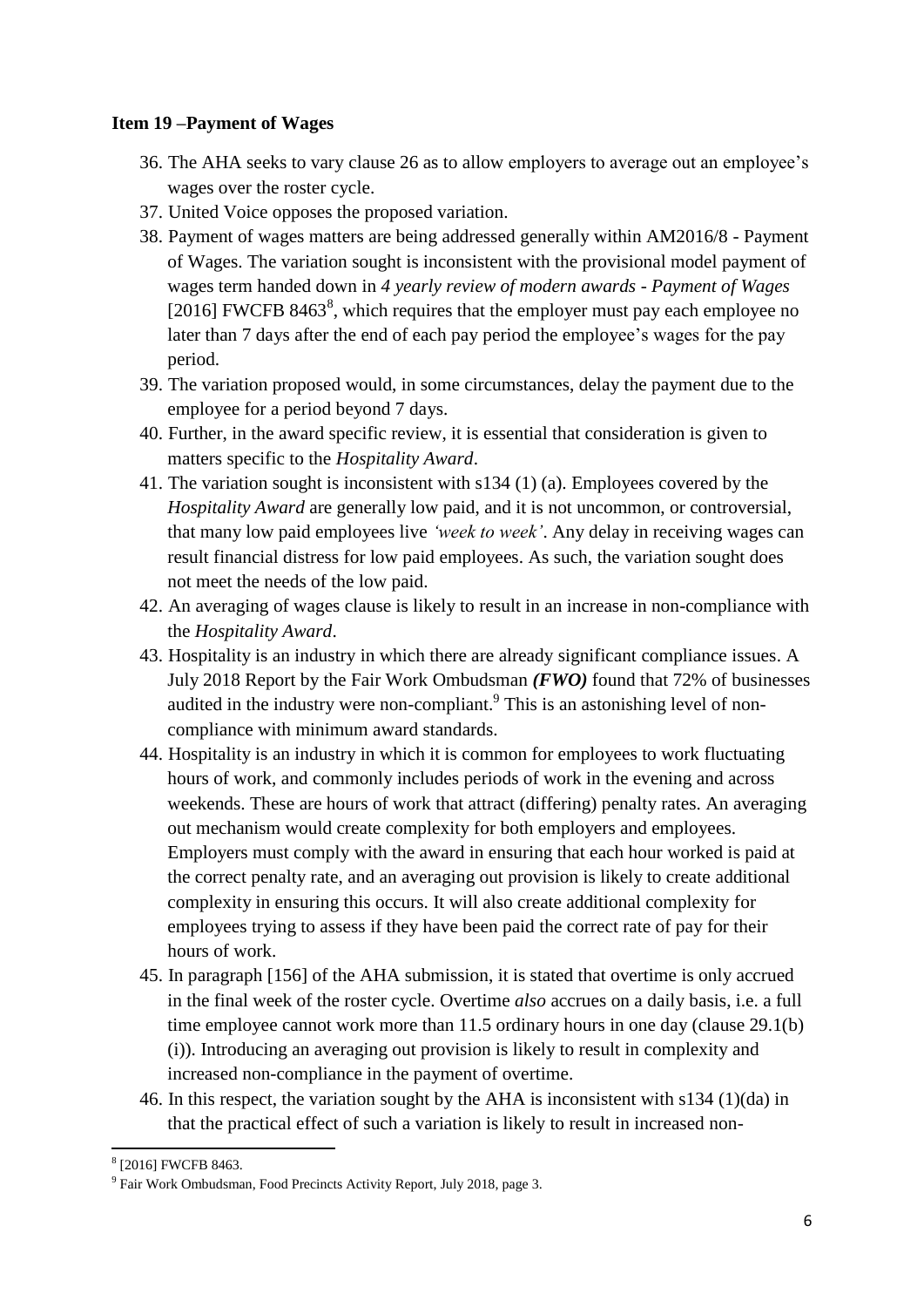**Item 19 –Payment of Wages**

36. The AHA seeks to vary clause 26 as to allow employers to average out an employee's wages over the roster cycle.
37. United Voice opposes the proposed variation.
38. Payment of wages matters are being addressed generally within AM2016/8 - Payment of Wages. The variation sought is inconsistent with the provisional model payment of wages term handed down in *4 yearly review of modern awards - Payment of Wages* [2016] FWCFB 8463[8], which requires that the employer must pay each employee no later than 7 days after the end of each pay period the employee's wages for the pay period.
39. The variation proposed would, in some circumstances, delay the payment due to the employee for a period beyond 7 days.
40. Further, in the award specific review, it is essential that consideration is given to matters specific to the *Hospitality Award*.
41. The variation sought is inconsistent with s134 (1) (a). Employees covered by the *Hospitality Award* are generally low paid, and it is not uncommon, or controversial, that many low paid employees live *'week to week'*. Any delay in receiving wages can result financial distress for low paid employees. As such, the variation sought does not meet the needs of the low paid.
42. An averaging of wages clause is likely to result in an increase in non-compliance with the *Hospitality Award*.
43. Hospitality is an industry in which there are already significant compliance issues. A July 2018 Report by the Fair Work Ombudsman ***(FWO)*** found that 72% of businesses audited in the industry were non-compliant.[9] This is an astonishing level of non-compliance with minimum award standards.
44. Hospitality is an industry in which it is common for employees to work fluctuating hours of work, and commonly includes periods of work in the evening and across weekends. These are hours of work that attract (differing) penalty rates. An averaging out mechanism would create complexity for both employers and employees. Employers must comply with the award in ensuring that each hour worked is paid at the correct penalty rate, and an averaging out provision is likely to create additional complexity in ensuring this occurs. It will also create additional complexity for employees trying to assess if they have been paid the correct rate of pay for their hours of work.
45. In paragraph [156] of the AHA submission, it is stated that overtime is only accrued in the final week of the roster cycle. Overtime *also* accrues on a daily basis, i.e. a full time employee cannot work more than 11.5 ordinary hours in one day (clause 29.1(b)(i)). Introducing an averaging out provision is likely to result in complexity and increased non-compliance in the payment of overtime.
46. In this respect, the variation sought by the AHA is inconsistent with s134 (1)(da) in that the practical effect of such a variation is likely to result in increased non-

---

[8] [2016] FWCFB 8463.

[9] Fair Work Ombudsman, Food Precincts Activity Report, July 2018, page 3.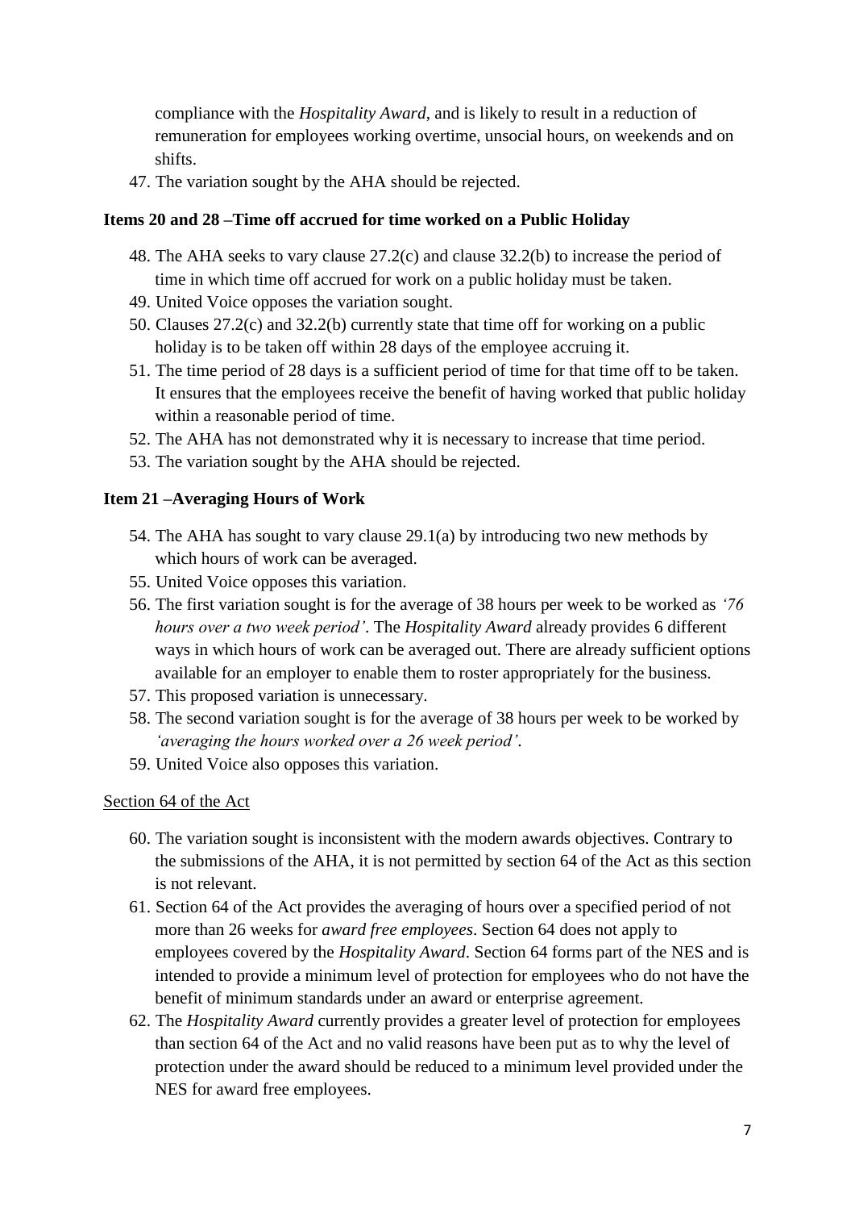compliance with the *Hospitality Award*, and is likely to result in a reduction of remuneration for employees working overtime, unsocial hours, on weekends and on shifts.

47. The variation sought by the AHA should be rejected.

**Items 20 and 28 –Time off accrued for time worked on a Public Holiday**

48. The AHA seeks to vary clause 27.2(c) and clause 32.2(b) to increase the period of time in which time off accrued for work on a public holiday must be taken.
49. United Voice opposes the variation sought.
50. Clauses 27.2(c) and 32.2(b) currently state that time off for working on a public holiday is to be taken off within 28 days of the employee accruing it.
51. The time period of 28 days is a sufficient period of time for that time off to be taken. It ensures that the employees receive the benefit of having worked that public holiday within a reasonable period of time.
52. The AHA has not demonstrated why it is necessary to increase that time period.
53. The variation sought by the AHA should be rejected.

**Item 21 –Averaging Hours of Work**

54. The AHA has sought to vary clause 29.1(a) by introducing two new methods by which hours of work can be averaged.
55. United Voice opposes this variation.
56. The first variation sought is for the average of 38 hours per week to be worked as *'76 hours over a two week period'*. The *Hospitality Award* already provides 6 different ways in which hours of work can be averaged out. There are already sufficient options available for an employer to enable them to roster appropriately for the business.
57. This proposed variation is unnecessary.
58. The second variation sought is for the average of 38 hours per week to be worked by *'averaging the hours worked over a 26 week period'*.
59. United Voice also opposes this variation.

<u>Section 64 of the Act</u>

60. The variation sought is inconsistent with the modern awards objectives. Contrary to the submissions of the AHA, it is not permitted by section 64 of the Act as this section is not relevant.
61. Section 64 of the Act provides the averaging of hours over a specified period of not more than 26 weeks for *award free employees*. Section 64 does not apply to employees covered by the *Hospitality Award*. Section 64 forms part of the NES and is intended to provide a minimum level of protection for employees who do not have the benefit of minimum standards under an award or enterprise agreement.
62. The *Hospitality Award* currently provides a greater level of protection for employees than section 64 of the Act and no valid reasons have been put as to why the level of protection under the award should be reduced to a minimum level provided under the NES for award free employees.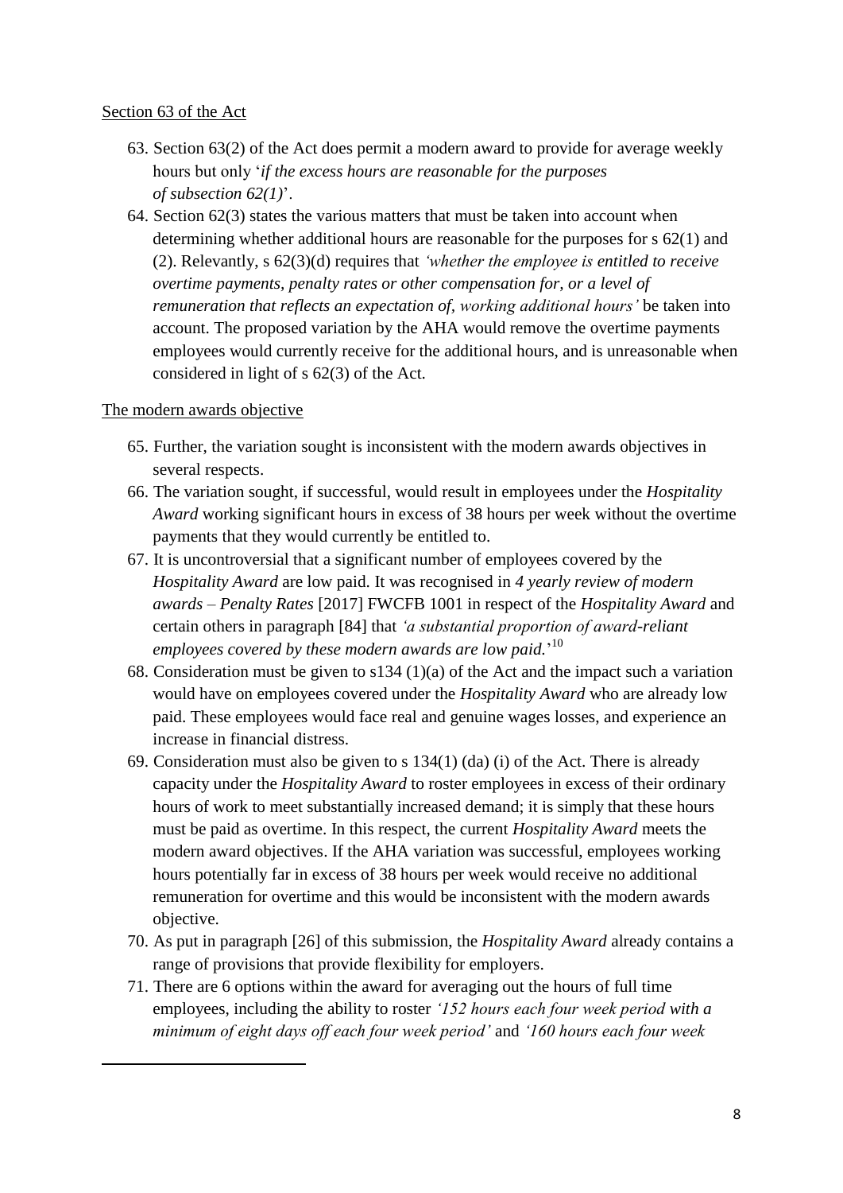Section 63 of the Act

63. Section 63(2) of the Act does permit a modern award to provide for average weekly hours but only '*if the excess hours are reasonable for the purposes of subsection 62(1)*'.
64. Section 62(3) states the various matters that must be taken into account when determining whether additional hours are reasonable for the purposes for s 62(1) and (2). Relevantly, s 62(3)(d) requires that *'whether the employee is entitled to receive overtime payments, penalty rates or other compensation for, or a level of remuneration that reflects an expectation of, working additional hours'* be taken into account. The proposed variation by the AHA would remove the overtime payments employees would currently receive for the additional hours, and is unreasonable when considered in light of s 62(3) of the Act.

The modern awards objective

65. Further, the variation sought is inconsistent with the modern awards objectives in several respects.
66. The variation sought, if successful, would result in employees under the *Hospitality Award* working significant hours in excess of 38 hours per week without the overtime payments that they would currently be entitled to.
67. It is uncontroversial that a significant number of employees covered by the *Hospitality Award* are low paid. It was recognised in *4 yearly review of modern awards – Penalty Rates* [2017] FWCFB 1001 in respect of the *Hospitality Award* and certain others in paragraph [84] that *'a substantial proportion of award-reliant employees covered by these modern awards are low paid.*'[10]
68. Consideration must be given to s134 (1)(a) of the Act and the impact such a variation would have on employees covered under the *Hospitality Award* who are already low paid. These employees would face real and genuine wages losses, and experience an increase in financial distress.
69. Consideration must also be given to s 134(1) (da) (i) of the Act. There is already capacity under the *Hospitality Award* to roster employees in excess of their ordinary hours of work to meet substantially increased demand; it is simply that these hours must be paid as overtime. In this respect, the current *Hospitality Award* meets the modern award objectives. If the AHA variation was successful, employees working hours potentially far in excess of 38 hours per week would receive no additional remuneration for overtime and this would be inconsistent with the modern awards objective.
70. As put in paragraph [26] of this submission, the *Hospitality Award* already contains a range of provisions that provide flexibility for employers.
71. There are 6 options within the award for averaging out the hours of full time employees, including the ability to roster *'152 hours each four week period with a minimum of eight days off each four week period'* and *'160 hours each four week*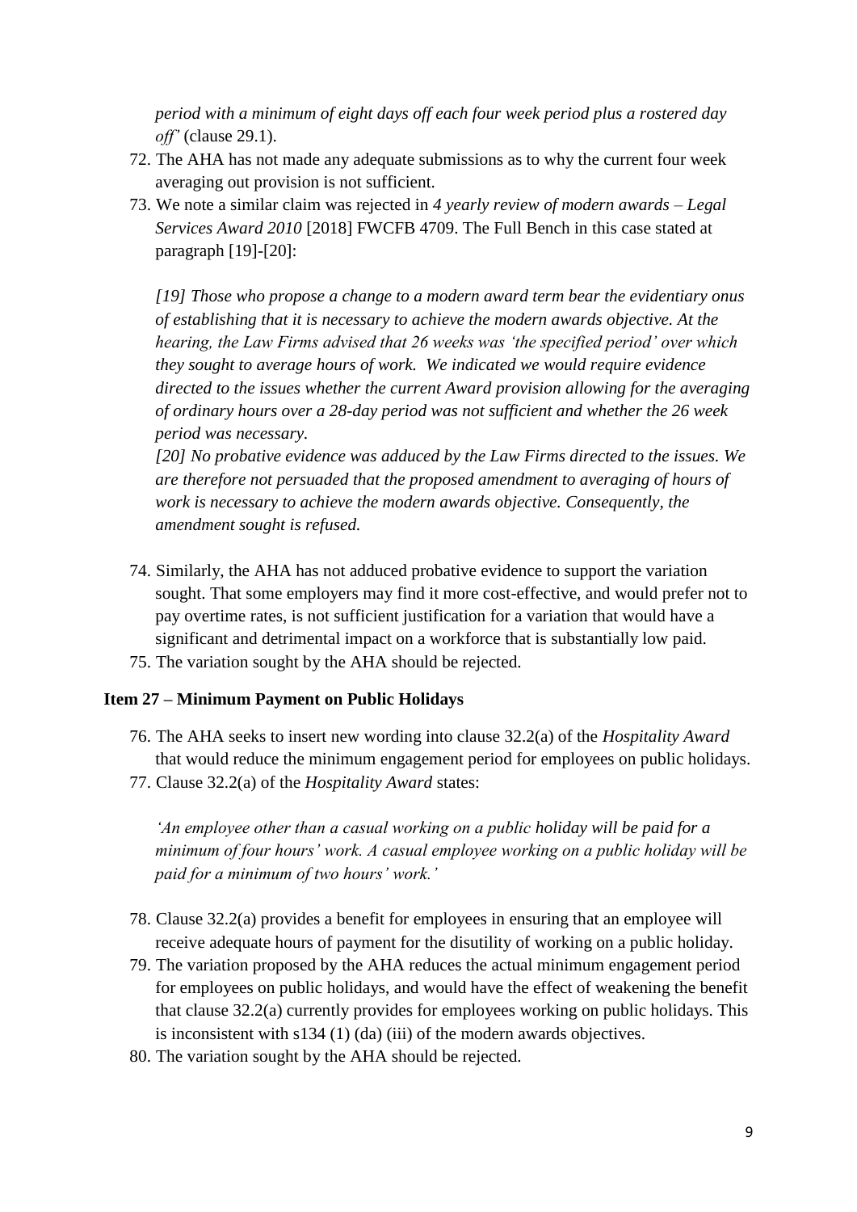*period with a minimum of eight days off each four week period plus a rostered day off'* (clause 29.1).

72. The AHA has not made any adequate submissions as to why the current four week averaging out provision is not sufficient.
73. We note a similar claim was rejected in *4 yearly review of modern awards – Legal Services Award 2010* [2018] FWCFB 4709. The Full Bench in this case stated at paragraph [19]-[20]:

*[19] Those who propose a change to a modern award term bear the evidentiary onus of establishing that it is necessary to achieve the modern awards objective. At the hearing, the Law Firms advised that 26 weeks was 'the specified period' over which they sought to average hours of work. We indicated we would require evidence directed to the issues whether the current Award provision allowing for the averaging of ordinary hours over a 28-day period was not sufficient and whether the 26 week period was necessary.*

*[20] No probative evidence was adduced by the Law Firms directed to the issues. We are therefore not persuaded that the proposed amendment to averaging of hours of work is necessary to achieve the modern awards objective. Consequently, the amendment sought is refused.*

74. Similarly, the AHA has not adduced probative evidence to support the variation sought. That some employers may find it more cost-effective, and would prefer not to pay overtime rates, is not sufficient justification for a variation that would have a significant and detrimental impact on a workforce that is substantially low paid.
75. The variation sought by the AHA should be rejected.

**Item 27 – Minimum Payment on Public Holidays**

76. The AHA seeks to insert new wording into clause 32.2(a) of the *Hospitality Award* that would reduce the minimum engagement period for employees on public holidays.
77. Clause 32.2(a) of the *Hospitality Award* states:

*'An employee other than a casual working on a public holiday will be paid for a minimum of four hours' work. A casual employee working on a public holiday will be paid for a minimum of two hours' work.'*

78. Clause 32.2(a) provides a benefit for employees in ensuring that an employee will receive adequate hours of payment for the disutility of working on a public holiday.
79. The variation proposed by the AHA reduces the actual minimum engagement period for employees on public holidays, and would have the effect of weakening the benefit that clause 32.2(a) currently provides for employees working on public holidays. This is inconsistent with s134 (1) (da) (iii) of the modern awards objectives.
80. The variation sought by the AHA should be rejected.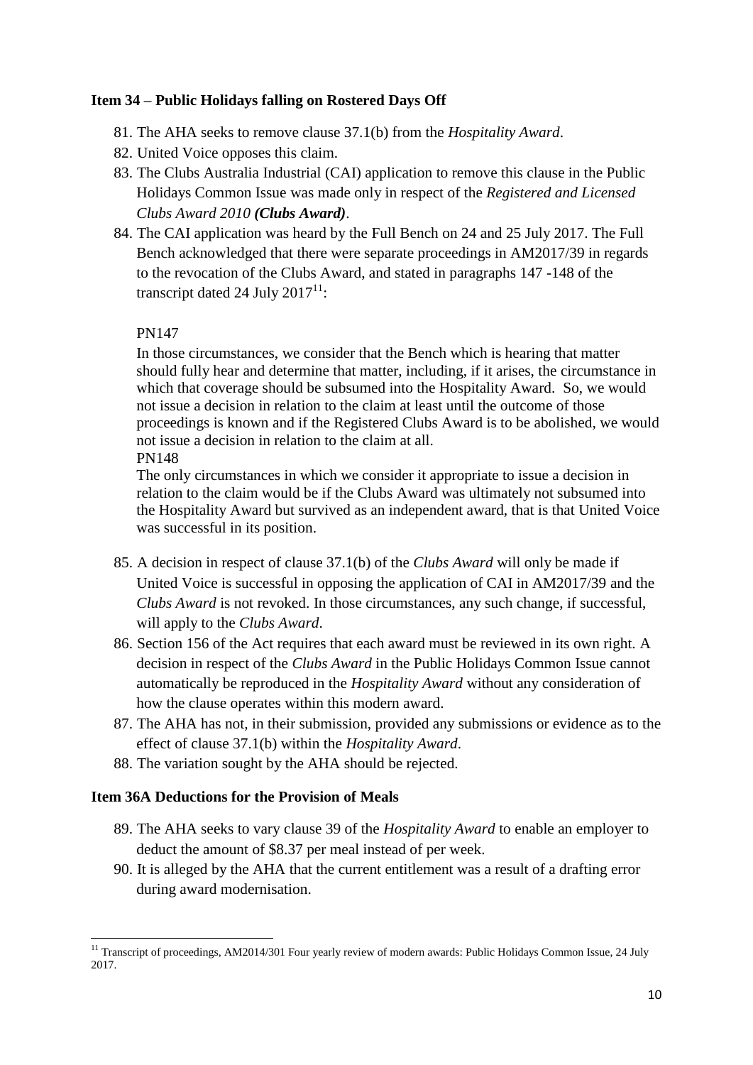**Item 34 – Public Holidays falling on Rostered Days Off**

81. The AHA seeks to remove clause 37.1(b) from the *Hospitality Award*.
82. United Voice opposes this claim.
83. The Clubs Australia Industrial (CAI) application to remove this clause in the Public Holidays Common Issue was made only in respect of the *Registered and Licensed Clubs Award 2010* ***(Clubs Award)***.
84. The CAI application was heard by the Full Bench on 24 and 25 July 2017. The Full Bench acknowledged that there were separate proceedings in AM2017/39 in regards to the revocation of the Clubs Award, and stated in paragraphs 147 -148 of the transcript dated 24 July 2017[11]:

   PN147

   In those circumstances, we consider that the Bench which is hearing that matter should fully hear and determine that matter, including, if it arises, the circumstance in which that coverage should be subsumed into the Hospitality Award. So, we would not issue a decision in relation to the claim at least until the outcome of those proceedings is known and if the Registered Clubs Award is to be abolished, we would not issue a decision in relation to the claim at all.

   PN148

   The only circumstances in which we consider it appropriate to issue a decision in relation to the claim would be if the Clubs Award was ultimately not subsumed into the Hospitality Award but survived as an independent award, that is that United Voice was successful in its position.

85. A decision in respect of clause 37.1(b) of the *Clubs Award* will only be made if United Voice is successful in opposing the application of CAI in AM2017/39 and the *Clubs Award* is not revoked. In those circumstances, any such change, if successful, will apply to the *Clubs Award*.
86. Section 156 of the Act requires that each award must be reviewed in its own right. A decision in respect of the *Clubs Award* in the Public Holidays Common Issue cannot automatically be reproduced in the *Hospitality Award* without any consideration of how the clause operates within this modern award.
87. The AHA has not, in their submission, provided any submissions or evidence as to the effect of clause 37.1(b) within the *Hospitality Award*.
88. The variation sought by the AHA should be rejected.

**Item 36A Deductions for the Provision of Meals**

89. The AHA seeks to vary clause 39 of the *Hospitality Award* to enable an employer to deduct the amount of $8.37 per meal instead of per week.
90. It is alleged by the AHA that the current entitlement was a result of a drafting error during award modernisation.

---

[11] Transcript of proceedings, AM2014/301 Four yearly review of modern awards: Public Holidays Common Issue, 24 July 2017.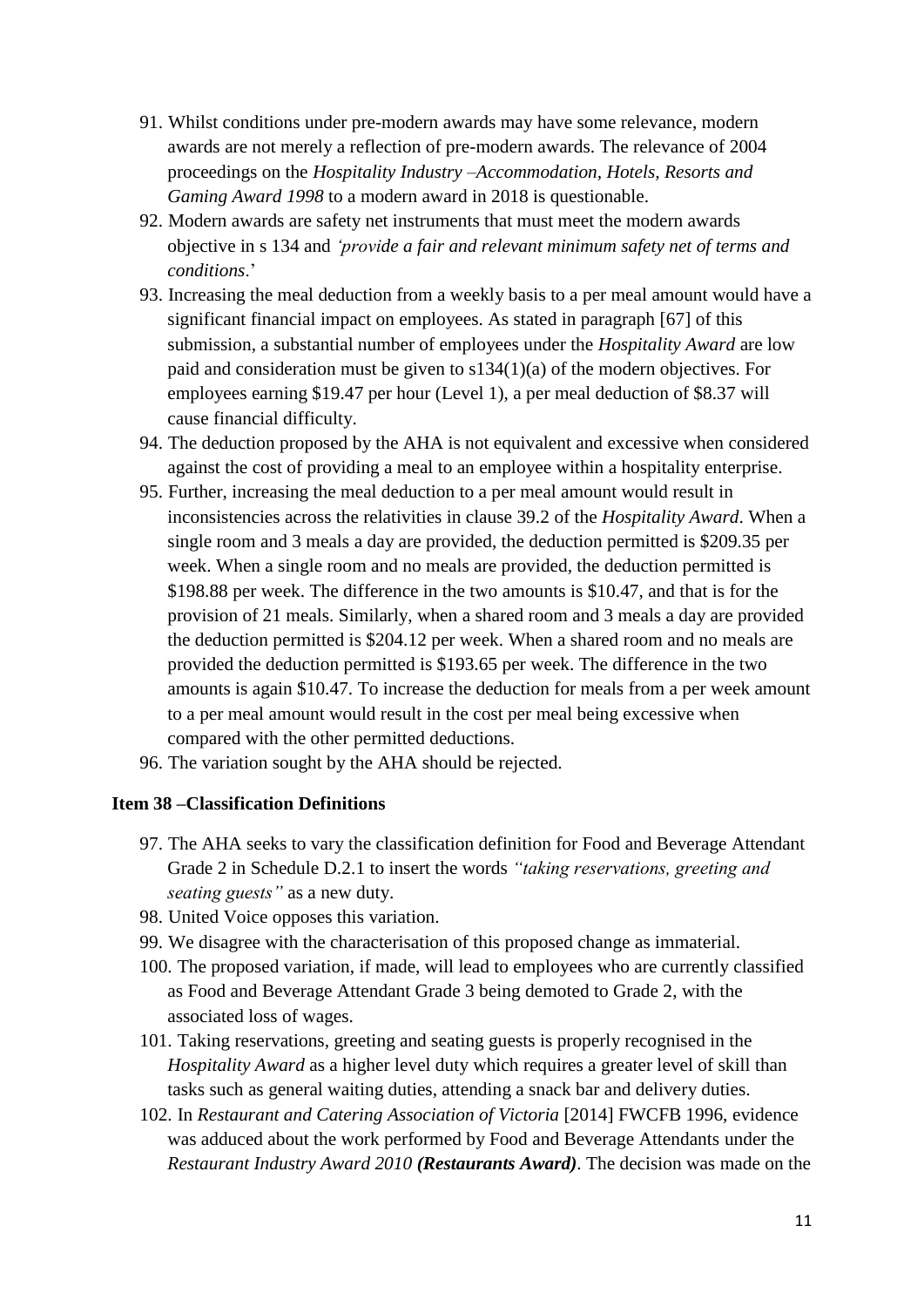91. Whilst conditions under pre-modern awards may have some relevance, modern awards are not merely a reflection of pre-modern awards. The relevance of 2004 proceedings on the *Hospitality Industry –Accommodation, Hotels, Resorts and Gaming Award 1998* to a modern award in 2018 is questionable.
92. Modern awards are safety net instruments that must meet the modern awards objective in s 134 and *'provide a fair and relevant minimum safety net of terms and conditions*.'
93. Increasing the meal deduction from a weekly basis to a per meal amount would have a significant financial impact on employees. As stated in paragraph [67] of this submission, a substantial number of employees under the *Hospitality Award* are low paid and consideration must be given to s134(1)(a) of the modern objectives. For employees earning $19.47 per hour (Level 1), a per meal deduction of $8.37 will cause financial difficulty.
94. The deduction proposed by the AHA is not equivalent and excessive when considered against the cost of providing a meal to an employee within a hospitality enterprise.
95. Further, increasing the meal deduction to a per meal amount would result in inconsistencies across the relativities in clause 39.2 of the *Hospitality Award*. When a single room and 3 meals a day are provided, the deduction permitted is $209.35 per week. When a single room and no meals are provided, the deduction permitted is $198.88 per week. The difference in the two amounts is $10.47, and that is for the provision of 21 meals. Similarly, when a shared room and 3 meals a day are provided the deduction permitted is $204.12 per week. When a shared room and no meals are provided the deduction permitted is $193.65 per week. The difference in the two amounts is again $10.47. To increase the deduction for meals from a per week amount to a per meal amount would result in the cost per meal being excessive when compared with the other permitted deductions.
96. The variation sought by the AHA should be rejected.

**Item 38 –Classification Definitions**

97. The AHA seeks to vary the classification definition for Food and Beverage Attendant Grade 2 in Schedule D.2.1 to insert the words *"taking reservations, greeting and seating guests"* as a new duty.
98. United Voice opposes this variation.
99. We disagree with the characterisation of this proposed change as immaterial.
100. The proposed variation, if made, will lead to employees who are currently classified as Food and Beverage Attendant Grade 3 being demoted to Grade 2, with the associated loss of wages.
101. Taking reservations, greeting and seating guests is properly recognised in the *Hospitality Award* as a higher level duty which requires a greater level of skill than tasks such as general waiting duties, attending a snack bar and delivery duties.
102. In *Restaurant and Catering Association of Victoria* [2014] FWCFB 1996, evidence was adduced about the work performed by Food and Beverage Attendants under the *Restaurant Industry Award 2010* ***(Restaurants Award)***. The decision was made on the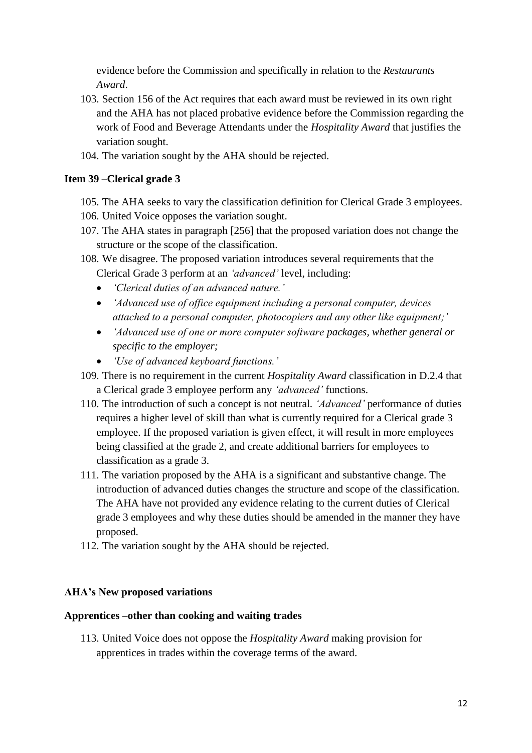evidence before the Commission and specifically in relation to the *Restaurants Award*.

103. Section 156 of the Act requires that each award must be reviewed in its own right and the AHA has not placed probative evidence before the Commission regarding the work of Food and Beverage Attendants under the *Hospitality Award* that justifies the variation sought.
104. The variation sought by the AHA should be rejected.

**Item 39 –Clerical grade 3**

105. The AHA seeks to vary the classification definition for Clerical Grade 3 employees.
106. United Voice opposes the variation sought.
107. The AHA states in paragraph [256] that the proposed variation does not change the structure or the scope of the classification.
108. We disagree. The proposed variation introduces several requirements that the Clerical Grade 3 perform at an *'advanced'* level, including:
    - *'Clerical duties of an advanced nature.'*
    - *'Advanced use of office equipment including a personal computer, devices attached to a personal computer, photocopiers and any other like equipment;'*
    - *'Advanced use of one or more computer software packages, whether general or specific to the employer;*
    - *'Use of advanced keyboard functions.'*
109. There is no requirement in the current *Hospitality Award* classification in D.2.4 that a Clerical grade 3 employee perform any *'advanced'* functions.
110. The introduction of such a concept is not neutral. *'Advanced'* performance of duties requires a higher level of skill than what is currently required for a Clerical grade 3 employee. If the proposed variation is given effect, it will result in more employees being classified at the grade 2, and create additional barriers for employees to classification as a grade 3.
111. The variation proposed by the AHA is a significant and substantive change. The introduction of advanced duties changes the structure and scope of the classification. The AHA have not provided any evidence relating to the current duties of Clerical grade 3 employees and why these duties should be amended in the manner they have proposed.
112. The variation sought by the AHA should be rejected.

**AHA's New proposed variations**

**Apprentices –other than cooking and waiting trades**

113. United Voice does not oppose the *Hospitality Award* making provision for apprentices in trades within the coverage terms of the award.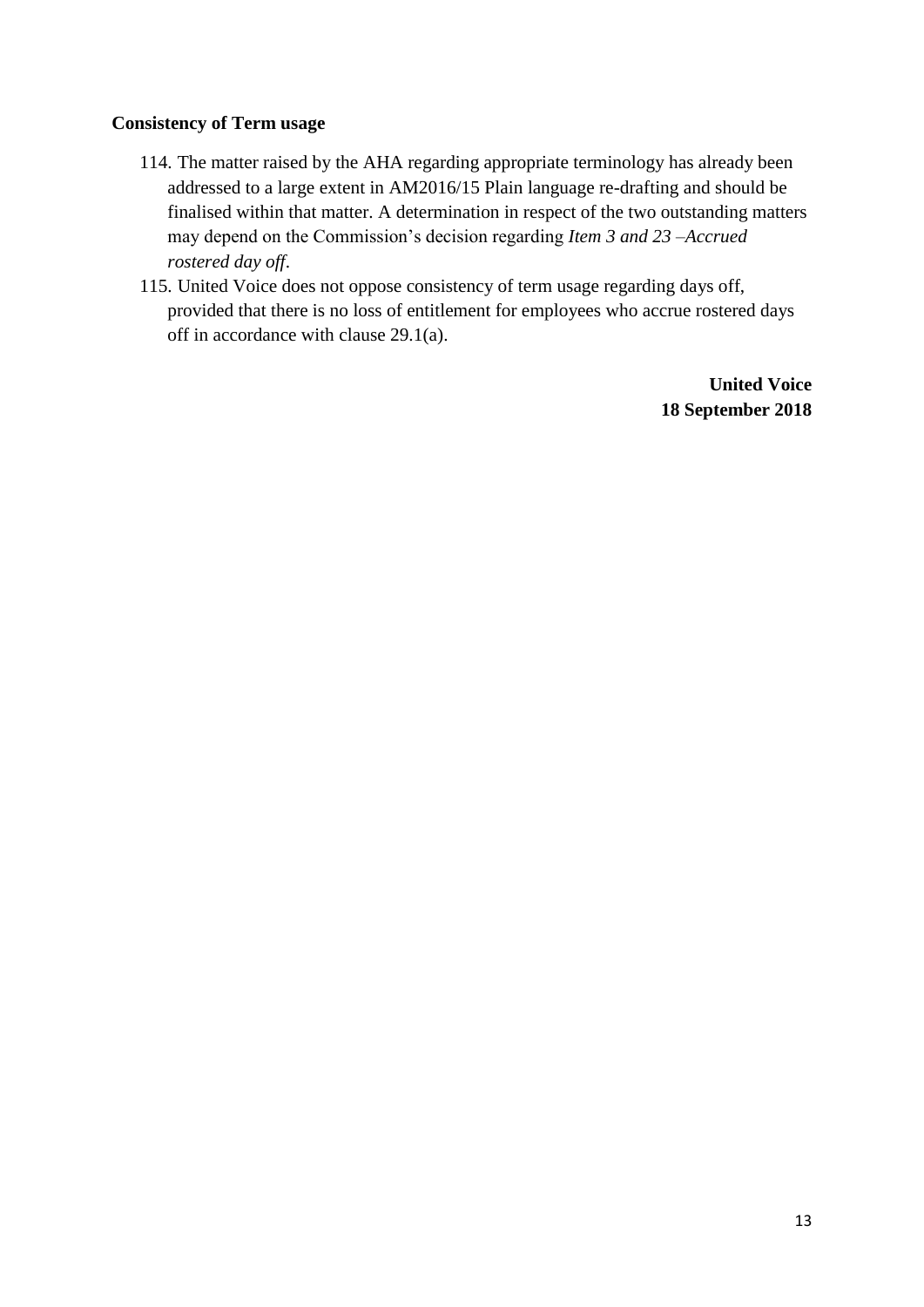**Consistency of Term usage**

114. The matter raised by the AHA regarding appropriate terminology has already been addressed to a large extent in AM2016/15 Plain language re-drafting and should be finalised within that matter. A determination in respect of the two outstanding matters may depend on the Commission's decision regarding *Item 3 and 23 –Accrued rostered day off*.
115. United Voice does not oppose consistency of term usage regarding days off, provided that there is no loss of entitlement for employees who accrue rostered days off in accordance with clause 29.1(a).

**United Voice**
**18 September 2018**